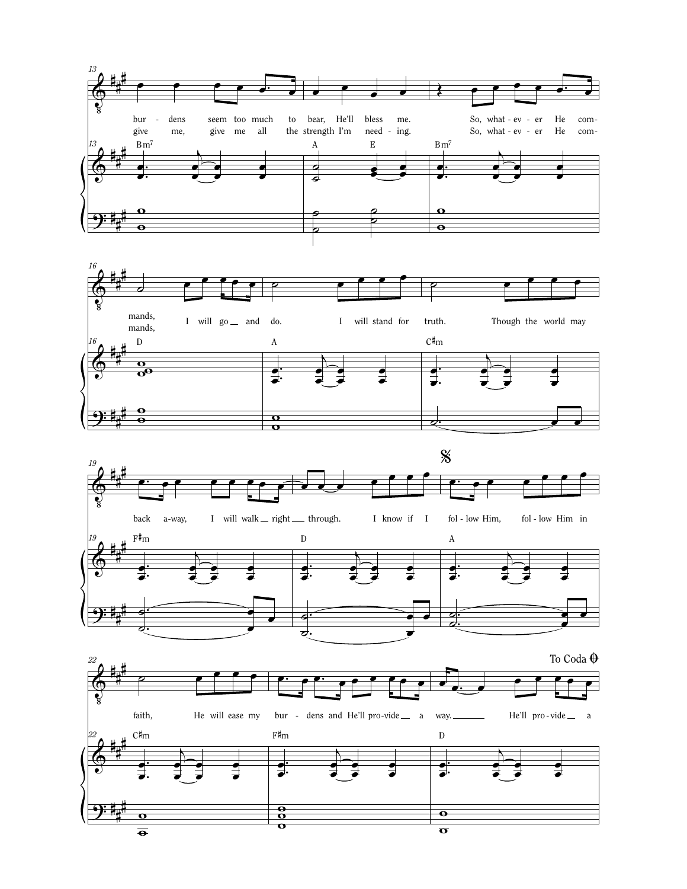13

bur - dens seem too much to bear, He'll bless me. So, what - ev - er He com-
give me, give me all the strength I'm need - ing. So, what - ev - er He com-

Bm7 A E Bm7

16

mands, I will go and do. I will stand for truth. Though the world may
mands,

D A C♯m

19

back a-way, I will walk right through. I know if I fol - low Him, fol - low Him in

F♯m D A

𝄋

22

faith, He will ease my bur - dens and He'll pro-vide a way. He'll pro - vide a

C♯m F♯m D

To Coda 𝄌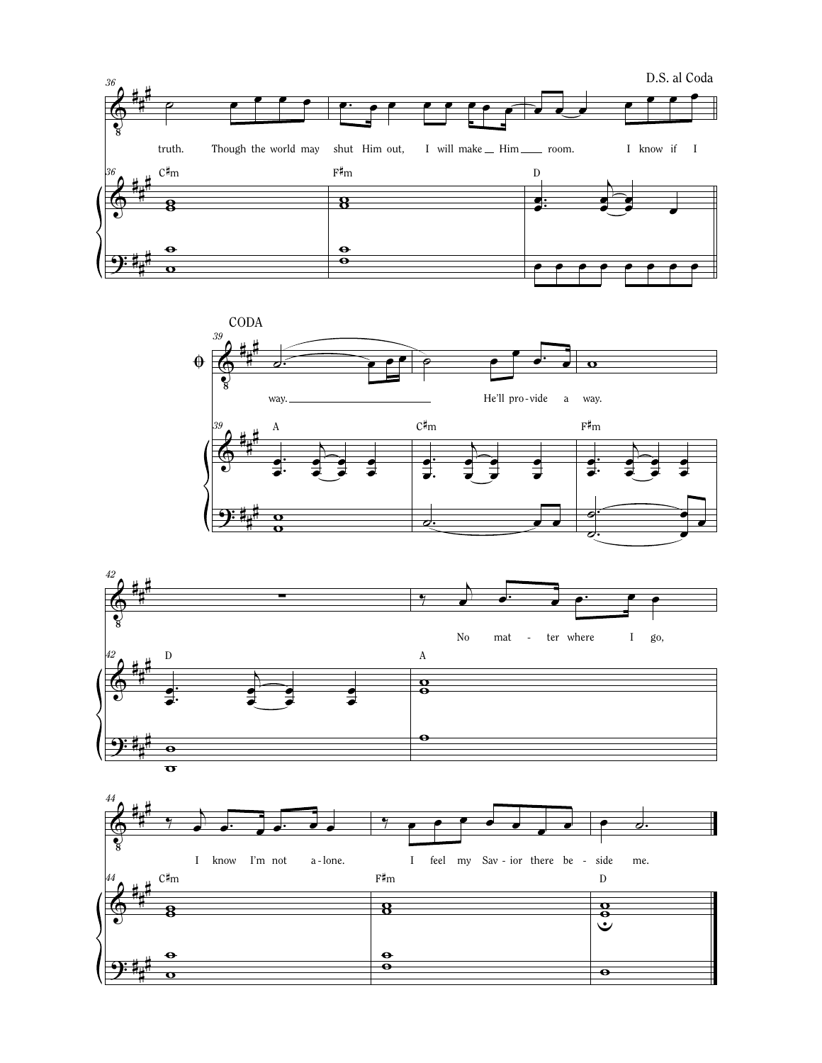D.S. al Coda

36

truth. Though the world may shut Him out, I will make Him room. I know if I

C♯m F♯m D

CODA

39

way. He'll pro-vide a way.

A C♯m F♯m

42

No mat - ter where I go,

D A

44

I know I'm not a-lone. I feel my Sav-ior there be-side me.

C♯m F♯m D